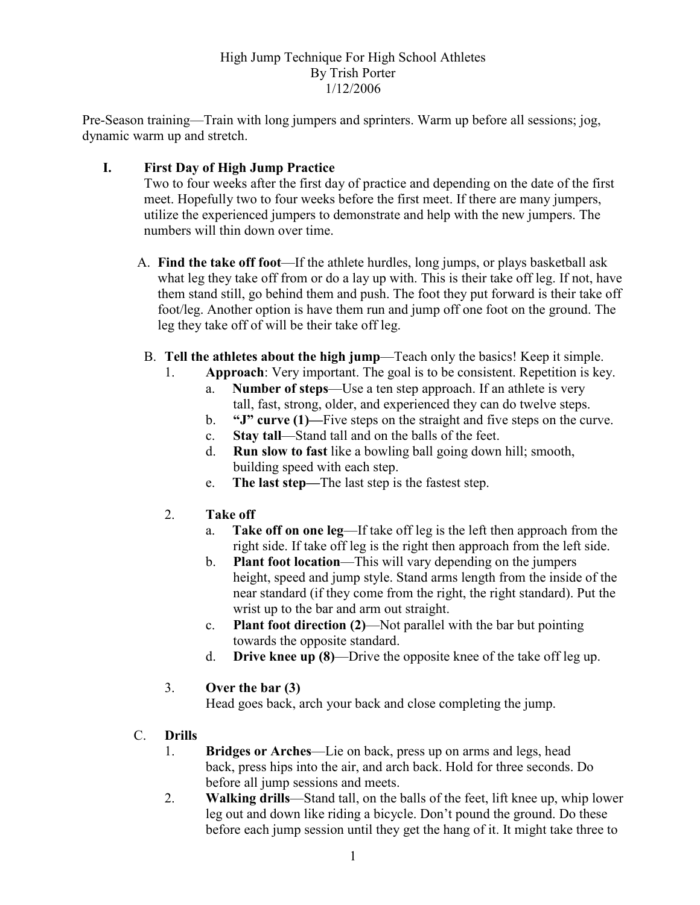High Jump Technique For High School Athletes
By Trish Porter
1/12/2006

Pre-Season training—Train with long jumpers and sprinters. Warm up before all sessions; jog, dynamic warm up and stretch.

## I. First Day of High Jump Practice

Two to four weeks after the first day of practice and depending on the date of the first meet. Hopefully two to four weeks before the first meet. If there are many jumpers, utilize the experienced jumpers to demonstrate and help with the new jumpers. The numbers will thin down over time.

A. **Find the take off foot**—If the athlete hurdles, long jumps, or plays basketball ask what leg they take off from or do a lay up with. This is their take off leg. If not, have them stand still, go behind them and push. The foot they put forward is their take off foot/leg. Another option is have them run and jump off one foot on the ground. The leg they take off of will be their take off leg.

B. **Tell the athletes about the high jump**—Teach only the basics! Keep it simple.

1. **Approach**: Very important. The goal is to be consistent. Repetition is key.
   - a. **Number of steps**—Use a ten step approach. If an athlete is very tall, fast, strong, older, and experienced they can do twelve steps.
   - b. **"J" curve (1)—**Five steps on the straight and five steps on the curve.
   - c. **Stay tall**—Stand tall and on the balls of the feet.
   - d. **Run slow to fast** like a bowling ball going down hill; smooth, building speed with each step.
   - e. **The last step—**The last step is the fastest step.

2. **Take off**
   - a. **Take off on one leg**—If take off leg is the left then approach from the right side. If take off leg is the right then approach from the left side.
   - b. **Plant foot location**—This will vary depending on the jumpers height, speed and jump style. Stand arms length from the inside of the near standard (if they come from the right, the right standard). Put the wrist up to the bar and arm out straight.
   - c. **Plant foot direction (2)**—Not parallel with the bar but pointing towards the opposite standard.
   - d. **Drive knee up (8)**—Drive the opposite knee of the take off leg up.

3. **Over the bar (3)**
   Head goes back, arch your back and close completing the jump.

C. **Drills**

1. **Bridges or Arches**—Lie on back, press up on arms and legs, head back, press hips into the air, and arch back. Hold for three seconds. Do before all jump sessions and meets.
2. **Walking drills**—Stand tall, on the balls of the feet, lift knee up, whip lower leg out and down like riding a bicycle. Don't pound the ground. Do these before each jump session until they get the hang of it. It might take three to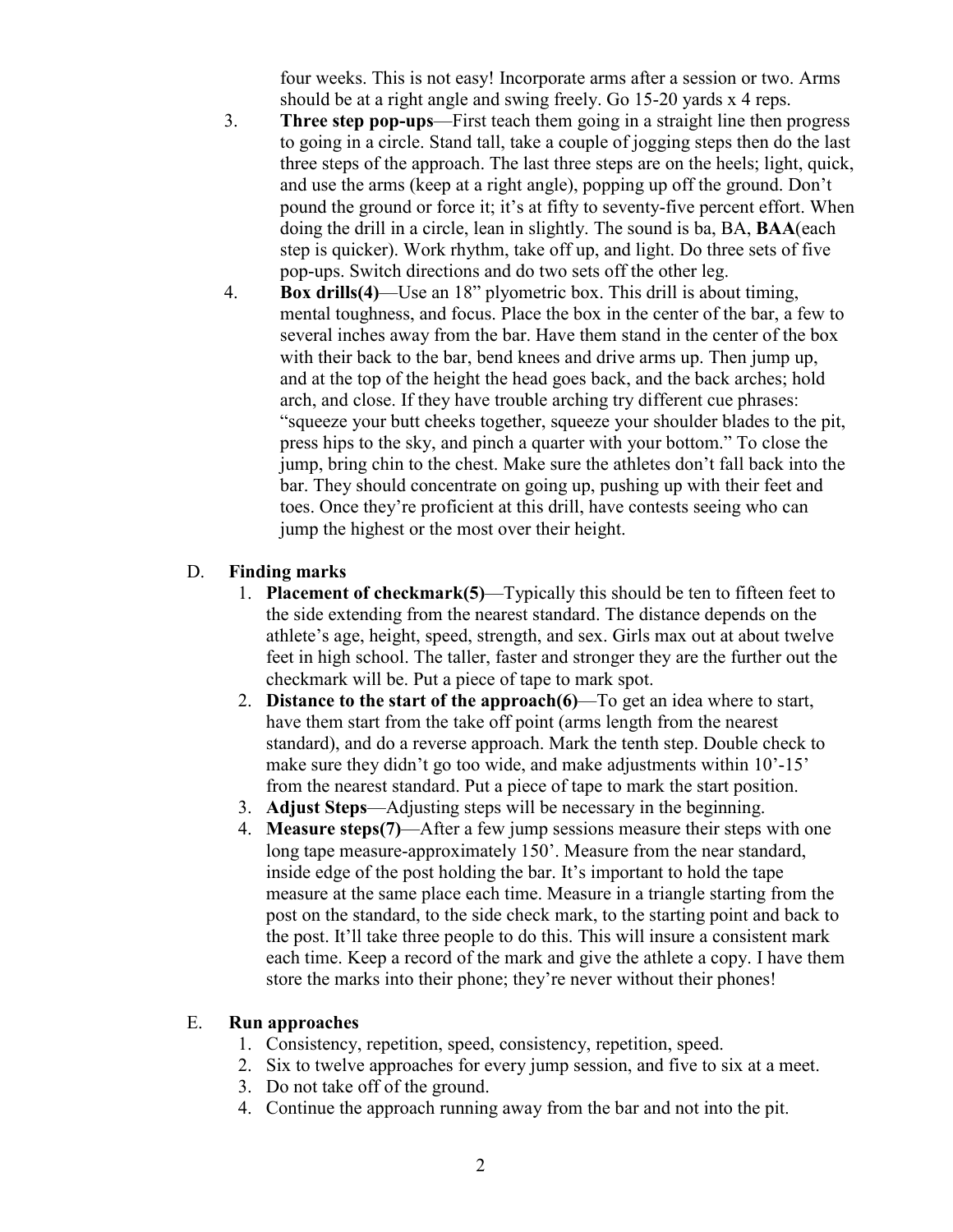four weeks. This is not easy! Incorporate arms after a session or two. Arms should be at a right angle and swing freely. Go 15-20 yards x 4 reps.

3. **Three step pop-ups**—First teach them going in a straight line then progress to going in a circle. Stand tall, take a couple of jogging steps then do the last three steps of the approach. The last three steps are on the heels; light, quick, and use the arms (keep at a right angle), popping up off the ground. Don't pound the ground or force it; it's at fifty to seventy-five percent effort. When doing the drill in a circle, lean in slightly. The sound is ba, BA, **BAA**(each step is quicker). Work rhythm, take off up, and light. Do three sets of five pop-ups. Switch directions and do two sets off the other leg.
4. **Box drills(4)**—Use an 18" plyometric box. This drill is about timing, mental toughness, and focus. Place the box in the center of the bar, a few to several inches away from the bar. Have them stand in the center of the box with their back to the bar, bend knees and drive arms up. Then jump up, and at the top of the height the head goes back, and the back arches; hold arch, and close. If they have trouble arching try different cue phrases: "squeeze your butt cheeks together, squeeze your shoulder blades to the pit, press hips to the sky, and pinch a quarter with your bottom." To close the jump, bring chin to the chest. Make sure the athletes don't fall back into the bar. They should concentrate on going up, pushing up with their feet and toes. Once they're proficient at this drill, have contests seeing who can jump the highest or the most over their height.

D. **Finding marks**

1. **Placement of checkmark(5)**—Typically this should be ten to fifteen feet to the side extending from the nearest standard. The distance depends on the athlete's age, height, speed, strength, and sex. Girls max out at about twelve feet in high school. The taller, faster and stronger they are the further out the checkmark will be. Put a piece of tape to mark spot.
2. **Distance to the start of the approach(6)**—To get an idea where to start, have them start from the take off point (arms length from the nearest standard), and do a reverse approach. Mark the tenth step. Double check to make sure they didn't go too wide, and make adjustments within 10'-15' from the nearest standard. Put a piece of tape to mark the start position.
3. **Adjust Steps**—Adjusting steps will be necessary in the beginning.
4. **Measure steps(7)**—After a few jump sessions measure their steps with one long tape measure-approximately 150'. Measure from the near standard, inside edge of the post holding the bar. It's important to hold the tape measure at the same place each time. Measure in a triangle starting from the post on the standard, to the side check mark, to the starting point and back to the post. It'll take three people to do this. This will insure a consistent mark each time. Keep a record of the mark and give the athlete a copy. I have them store the marks into their phone; they're never without their phones!

E. **Run approaches**

1. Consistency, repetition, speed, consistency, repetition, speed.
2. Six to twelve approaches for every jump session, and five to six at a meet.
3. Do not take off of the ground.
4. Continue the approach running away from the bar and not into the pit.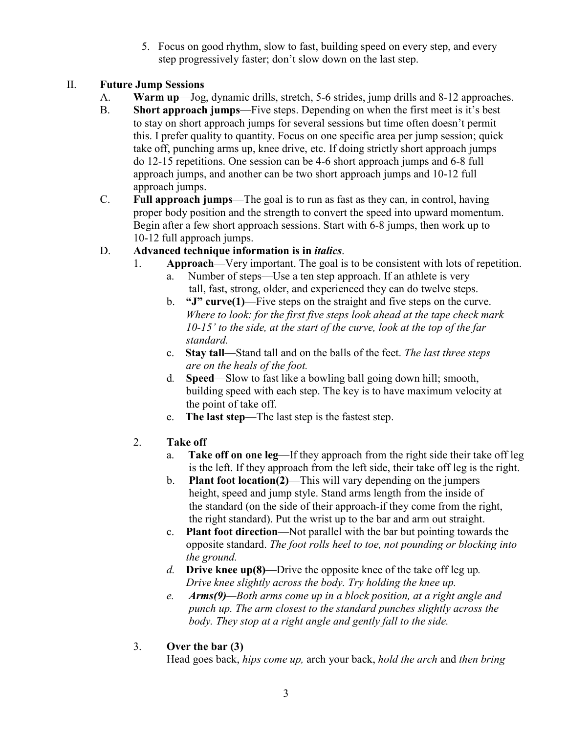5. Focus on good rhythm, slow to fast, building speed on every step, and every step progressively faster; don't slow down on the last step.

II. **Future Jump Sessions**

A. **Warm up**—Jog, dynamic drills, stretch, 5-6 strides, jump drills and 8-12 approaches.

B. **Short approach jumps**—Five steps. Depending on when the first meet is it's best to stay on short approach jumps for several sessions but time often doesn't permit this. I prefer quality to quantity. Focus on one specific area per jump session; quick take off, punching arms up, knee drive, etc. If doing strictly short approach jumps do 12-15 repetitions. One session can be 4-6 short approach jumps and 6-8 full approach jumps, and another can be two short approach jumps and 10-12 full approach jumps.

C. **Full approach jumps**—The goal is to run as fast as they can, in control, having proper body position and the strength to convert the speed into upward momentum. Begin after a few short approach sessions. Start with 6-8 jumps, then work up to 10-12 full approach jumps.

D. **Advanced technique information is in *italics*.**

1. **Approach**—Very important. The goal is to be consistent with lots of repetition.
   a. Number of steps—Use a ten step approach. If an athlete is very tall, fast, strong, older, and experienced they can do twelve steps.
   b. **"J" curve(1)**—Five steps on the straight and five steps on the curve. *Where to look: for the first five steps look ahead at the tape check mark 10-15' to the side, at the start of the curve, look at the top of the far standard.*
   c. **Stay tall**—Stand tall and on the balls of the feet. *The last three steps are on the heals of the foot.*
   d. **Speed**—Slow to fast like a bowling ball going down hill; smooth, building speed with each step. The key is to have maximum velocity at the point of take off.
   e. **The last step**—The last step is the fastest step.

2. **Take off**
   a. **Take off on one leg**—If they approach from the right side their take off leg is the left. If they approach from the left side, their take off leg is the right.
   b. **Plant foot location(2)**—This will vary depending on the jumpers height, speed and jump style. Stand arms length from the inside of the standard (on the side of their approach-if they come from the right, the right standard). Put the wrist up to the bar and arm out straight.
   c. **Plant foot direction**—Not parallel with the bar but pointing towards the opposite standard. *The foot rolls heel to toe, not pounding or blocking into the ground.*
   *d.* **Drive knee up(8)**—Drive the opposite knee of the take off leg up*. Drive knee slightly across the body. Try holding the knee up.*
   *e.* ***Arms(9)****—Both arms come up in a block position, at a right angle and punch up. The arm closest to the standard punches slightly across the body. They stop at a right angle and gently fall to the side.*

3. **Over the bar (3)**
   Head goes back, *hips come up,* arch your back, *hold the arch* and *then bring*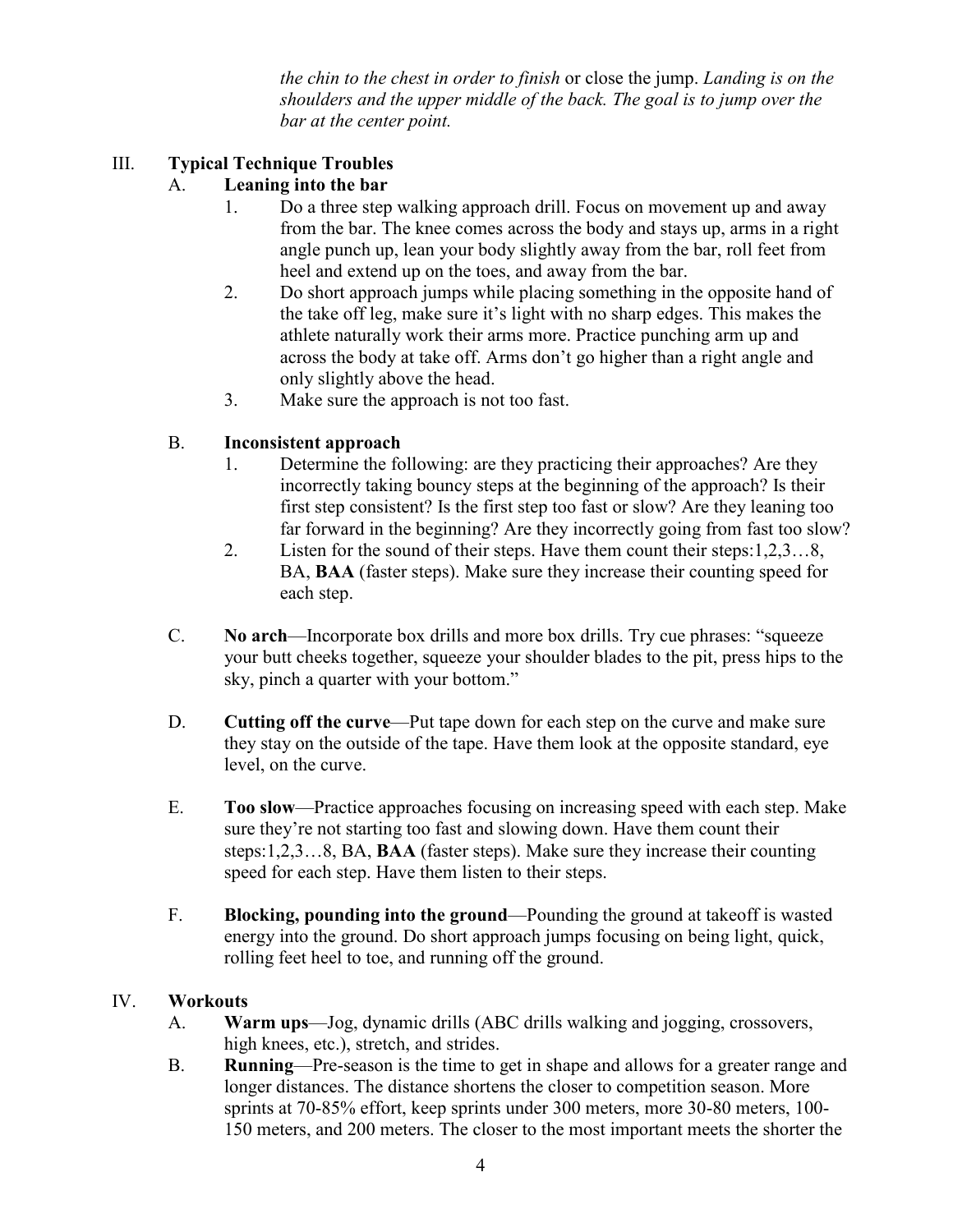*the chin to the chest in order to finish* or close the jump. *Landing is on the shoulders and the upper middle of the back. The goal is to jump over the bar at the center point.*

## III. Typical Technique Troubles

### A. Leaning into the bar

1. Do a three step walking approach drill. Focus on movement up and away from the bar. The knee comes across the body and stays up, arms in a right angle punch up, lean your body slightly away from the bar, roll feet from heel and extend up on the toes, and away from the bar.
2. Do short approach jumps while placing something in the opposite hand of the take off leg, make sure it's light with no sharp edges. This makes the athlete naturally work their arms more. Practice punching arm up and across the body at take off. Arms don't go higher than a right angle and only slightly above the head.
3. Make sure the approach is not too fast.

### B. Inconsistent approach

1. Determine the following: are they practicing their approaches? Are they incorrectly taking bouncy steps at the beginning of the approach? Is their first step consistent? Is the first step too fast or slow? Are they leaning too far forward in the beginning? Are they incorrectly going from fast too slow?
2. Listen for the sound of their steps. Have them count their steps:1,2,3…8, BA, **BAA** (faster steps). Make sure they increase their counting speed for each step.

C. **No arch**—Incorporate box drills and more box drills. Try cue phrases: "squeeze your butt cheeks together, squeeze your shoulder blades to the pit, press hips to the sky, pinch a quarter with your bottom."

D. **Cutting off the curve**—Put tape down for each step on the curve and make sure they stay on the outside of the tape. Have them look at the opposite standard, eye level, on the curve.

E. **Too slow**—Practice approaches focusing on increasing speed with each step. Make sure they're not starting too fast and slowing down. Have them count their steps:1,2,3…8, BA, **BAA** (faster steps). Make sure they increase their counting speed for each step. Have them listen to their steps.

F. **Blocking, pounding into the ground**—Pounding the ground at takeoff is wasted energy into the ground. Do short approach jumps focusing on being light, quick, rolling feet heel to toe, and running off the ground.

## IV. Workouts

A. **Warm ups**—Jog, dynamic drills (ABC drills walking and jogging, crossovers, high knees, etc.), stretch, and strides.

B. **Running**—Pre-season is the time to get in shape and allows for a greater range and longer distances. The distance shortens the closer to competition season. More sprints at 70-85% effort, keep sprints under 300 meters, more 30-80 meters, 100-150 meters, and 200 meters. The closer to the most important meets the shorter the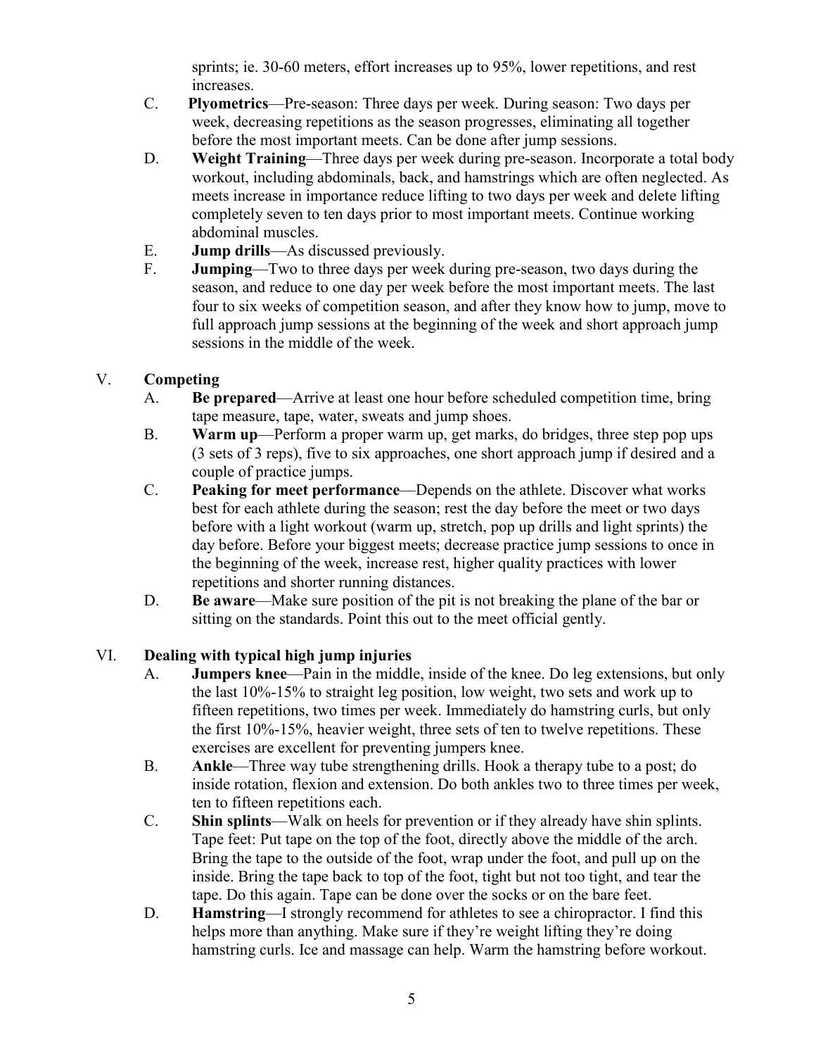sprints; ie. 30-60 meters, effort increases up to 95%, lower repetitions, and rest increases.

C. **Plyometrics**—Pre-season: Three days per week. During season: Two days per week, decreasing repetitions as the season progresses, eliminating all together before the most important meets. Can be done after jump sessions.

D. **Weight Training**—Three days per week during pre-season. Incorporate a total body workout, including abdominals, back, and hamstrings which are often neglected. As meets increase in importance reduce lifting to two days per week and delete lifting completely seven to ten days prior to most important meets. Continue working abdominal muscles.

E. **Jump drills**—As discussed previously.

F. **Jumping**—Two to three days per week during pre-season, two days during the season, and reduce to one day per week before the most important meets. The last four to six weeks of competition season, and after they know how to jump, move to full approach jump sessions at the beginning of the week and short approach jump sessions in the middle of the week.

## V. Competing

A. **Be prepared**—Arrive at least one hour before scheduled competition time, bring tape measure, tape, water, sweats and jump shoes.

B. **Warm up**—Perform a proper warm up, get marks, do bridges, three step pop ups (3 sets of 3 reps), five to six approaches, one short approach jump if desired and a couple of practice jumps.

C. **Peaking for meet performance**—Depends on the athlete. Discover what works best for each athlete during the season; rest the day before the meet or two days before with a light workout (warm up, stretch, pop up drills and light sprints) the day before. Before your biggest meets; decrease practice jump sessions to once in the beginning of the week, increase rest, higher quality practices with lower repetitions and shorter running distances.

D. **Be aware**—Make sure position of the pit is not breaking the plane of the bar or sitting on the standards. Point this out to the meet official gently.

## VI. Dealing with typical high jump injuries

A. **Jumpers knee**—Pain in the middle, inside of the knee. Do leg extensions, but only the last 10%-15% to straight leg position, low weight, two sets and work up to fifteen repetitions, two times per week. Immediately do hamstring curls, but only the first 10%-15%, heavier weight, three sets of ten to twelve repetitions. These exercises are excellent for preventing jumpers knee.

B. **Ankle**—Three way tube strengthening drills. Hook a therapy tube to a post; do inside rotation, flexion and extension. Do both ankles two to three times per week, ten to fifteen repetitions each.

C. **Shin splints**—Walk on heels for prevention or if they already have shin splints. Tape feet: Put tape on the top of the foot, directly above the middle of the arch. Bring the tape to the outside of the foot, wrap under the foot, and pull up on the inside. Bring the tape back to top of the foot, tight but not too tight, and tear the tape. Do this again. Tape can be done over the socks or on the bare feet.

D. **Hamstring**—I strongly recommend for athletes to see a chiropractor. I find this helps more than anything. Make sure if they're weight lifting they're doing hamstring curls. Ice and massage can help. Warm the hamstring before workout.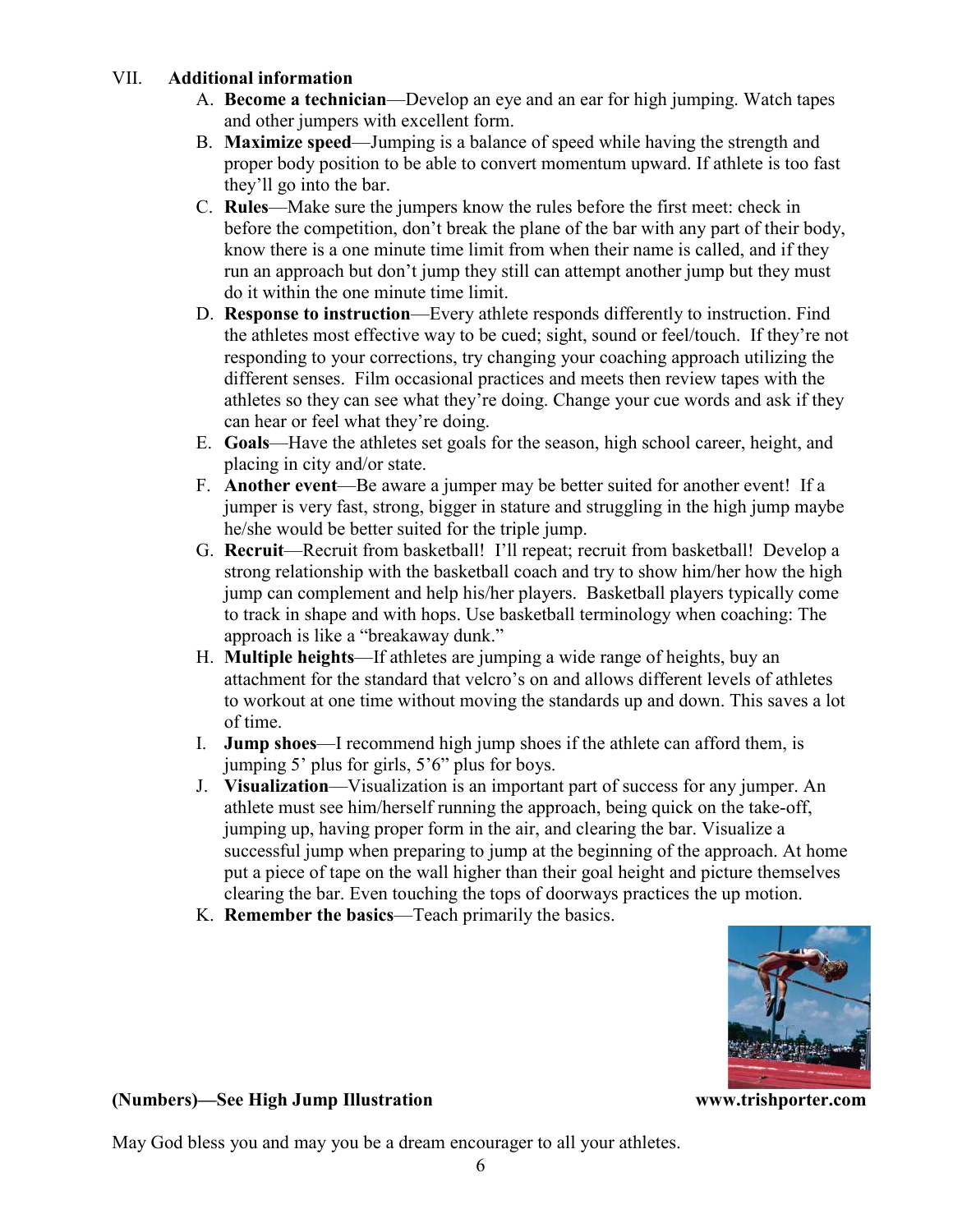## VII. Additional information

A. **Become a technician**—Develop an eye and an ear for high jumping. Watch tapes and other jumpers with excellent form.

B. **Maximize speed**—Jumping is a balance of speed while having the strength and proper body position to be able to convert momentum upward. If athlete is too fast they'll go into the bar.

C. **Rules**—Make sure the jumpers know the rules before the first meet: check in before the competition, don't break the plane of the bar with any part of their body, know there is a one minute time limit from when their name is called, and if they run an approach but don't jump they still can attempt another jump but they must do it within the one minute time limit.

D. **Response to instruction**—Every athlete responds differently to instruction. Find the athletes most effective way to be cued; sight, sound or feel/touch. If they're not responding to your corrections, try changing your coaching approach utilizing the different senses. Film occasional practices and meets then review tapes with the athletes so they can see what they're doing. Change your cue words and ask if they can hear or feel what they're doing.

E. **Goals**—Have the athletes set goals for the season, high school career, height, and placing in city and/or state.

F. **Another event**—Be aware a jumper may be better suited for another event! If a jumper is very fast, strong, bigger in stature and struggling in the high jump maybe he/she would be better suited for the triple jump.

G. **Recruit**—Recruit from basketball! I'll repeat; recruit from basketball! Develop a strong relationship with the basketball coach and try to show him/her how the high jump can complement and help his/her players. Basketball players typically come to track in shape and with hops. Use basketball terminology when coaching: The approach is like a "breakaway dunk."

H. **Multiple heights**—If athletes are jumping a wide range of heights, buy an attachment for the standard that velcro's on and allows different levels of athletes to workout at one time without moving the standards up and down. This saves a lot of time.

I. **Jump shoes**—I recommend high jump shoes if the athlete can afford them, is jumping 5' plus for girls, 5'6" plus for boys.

J. **Visualization**—Visualization is an important part of success for any jumper. An athlete must see him/herself running the approach, being quick on the take-off, jumping up, having proper form in the air, and clearing the bar. Visualize a successful jump when preparing to jump at the beginning of the approach. At home put a piece of tape on the wall higher than their goal height and picture themselves clearing the bar. Even touching the tops of doorways practices the up motion.

K. **Remember the basics**—Teach primarily the basics.

**(Numbers)—See High Jump Illustration** **www.trishporter.com**

May God bless you and may you be a dream encourager to all your athletes.